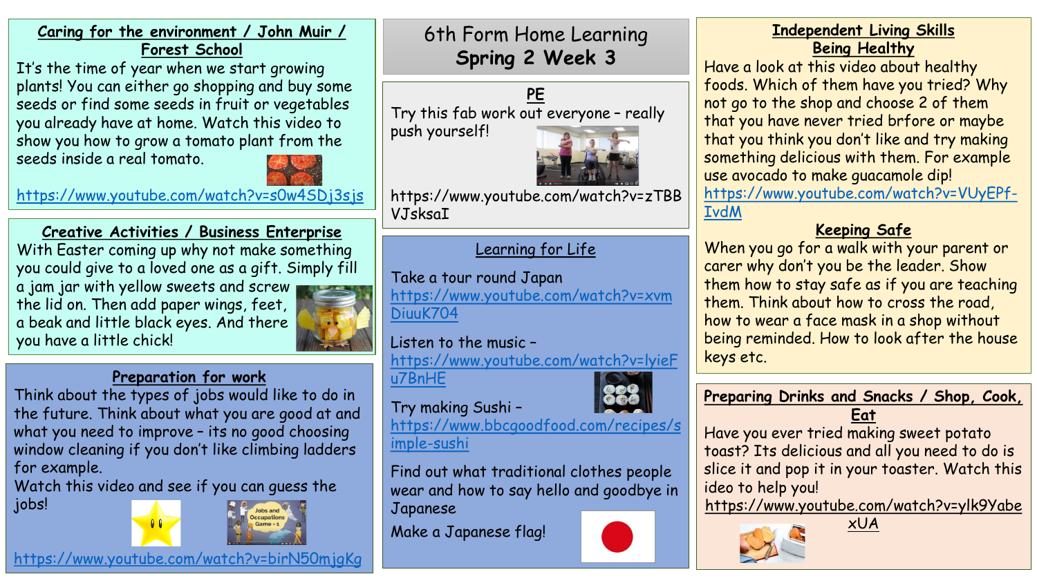# 6th Form Home Learning
## Spring 2 Week 3

### Caring for the environment / John Muir / Forest School

It's the time of year when we start growing plants! You can either go shopping and buy some seeds or find some seeds in fruit or vegetables you already have at home. Watch this video to show you how to grow a tomato plant from the seeds inside a real tomato.

https://www.youtube.com/watch?v=s0w4SDj3sjs

### Creative Activities / Business Enterprise

With Easter coming up why not make something you could give to a loved one as a gift. Simply fill a jam jar with yellow sweets and screw the lid on. Then add paper wings, feet, a beak and little black eyes. And there you have a little chick!

### Preparation for work

Think about the types of jobs would like to do in the future. Think about what you are good at and what you need to improve – its no good choosing window cleaning if you don't like climbing ladders for example.

Watch this video and see if you can guess the jobs!

https://www.youtube.com/watch?v=birN50mjgKg

### PE

Try this fab work out everyone – really push yourself!

https://www.youtube.com/watch?v=zTBBVJsksaI

### Learning for Life

Take a tour round Japan https://www.youtube.com/watch?v=xvmDiuuK704

Listen to the music – https://www.youtube.com/watch?v=lyieFu7BnHE

Try making Sushi – https://www.bbcgoodfood.com/recipes/simple-sushi

Find out what traditional clothes people wear and how to say hello and goodbye in Japanese

Make a Japanese flag!

### Independent Living Skills
### Being Healthy

Have a look at this video about healthy foods. Which of them have you tried? Why not go to the shop and choose 2 of them that you have never tried brfore or maybe that you think you don't like and try making something delicious with them. For example use avocado to make guacamole dip!

https://www.youtube.com/watch?v=VUyEPf-IvdM

### Keeping Safe

When you go for a walk with your parent or carer why don't you be the leader. Show them how to stay safe as if you are teaching them. Think about how to cross the road, how to wear a face mask in a shop without being reminded. How to look after the house keys etc.

### Preparing Drinks and Snacks / Shop, Cook, Eat

Have you ever tried making sweet potato toast? Its delicious and all you need to do is slice it and pop it in your toaster. Watch this ideo to help you!

https://www.youtube.com/watch?v=ylk9YabexUA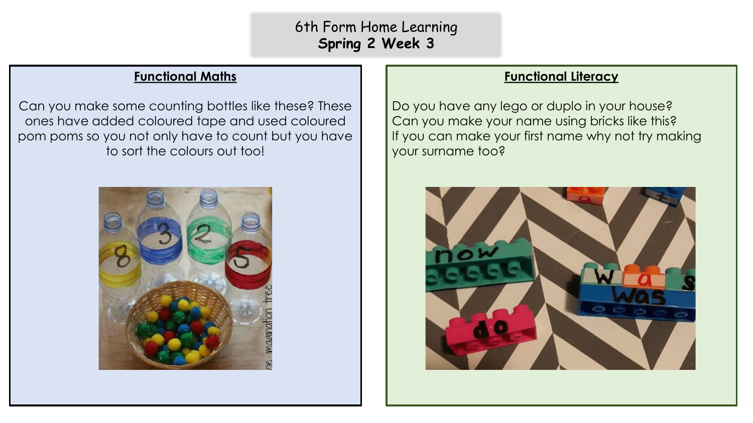# 6th Form Home Learning
**Spring 2 Week 3**

## Functional Maths

Can you make some counting bottles like these? These ones have added coloured tape and used coloured pom poms so you not only have to count but you have to sort the colours out too!

## Functional Literacy

Do you have any lego or duplo in your house?
Can you make your name using bricks like this?
If you can make your first name why not try making your surname too?